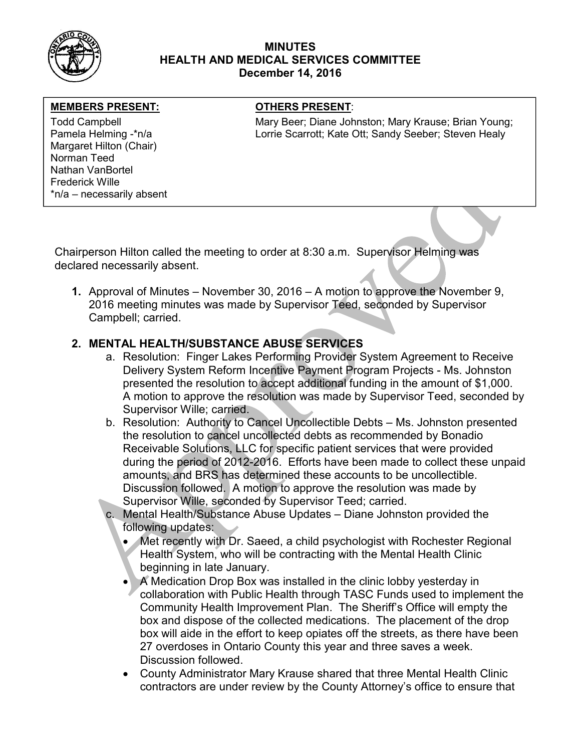# MINUTES
## HEALTH AND MEDICAL SERVICES COMMITTEE
### December 14, 2016

| MEMBERS PRESENT: | OTHERS PRESENT: |
|---|---|
| Todd Campbell<br>Pamela Helming -*n/a<br>Margaret Hilton (Chair)<br>Norman Teed<br>Nathan VanBortel<br>Frederick Wille<br>*n/a – necessarily absent | Mary Beer; Diane Johnston; Mary Krause; Brian Young; Lorrie Scarrott; Kate Ott; Sandy Seeber; Steven Healy |

Chairperson Hilton called the meeting to order at 8:30 a.m. Supervisor Helming was declared necessarily absent.

1. Approval of Minutes – November 30, 2016 – A motion to approve the November 9, 2016 meeting minutes was made by Supervisor Teed, seconded by Supervisor Campbell; carried.

2. **MENTAL HEALTH/SUBSTANCE ABUSE SERVICES**
   a. Resolution: Finger Lakes Performing Provider System Agreement to Receive Delivery System Reform Incentive Payment Program Projects - Ms. Johnston presented the resolution to accept additional funding in the amount of $1,000. A motion to approve the resolution was made by Supervisor Teed, seconded by Supervisor Wille; carried.
   b. Resolution: Authority to Cancel Uncollectible Debts – Ms. Johnston presented the resolution to cancel uncollected debts as recommended by Bonadio Receivable Solutions, LLC for specific patient services that were provided during the period of 2012-2016. Efforts have been made to collect these unpaid amounts, and BRS has determined these accounts to be uncollectible. Discussion followed. A motion to approve the resolution was made by Supervisor Wille, seconded by Supervisor Teed; carried.
   c. Mental Health/Substance Abuse Updates – Diane Johnston provided the following updates:
      - Met recently with Dr. Saeed, a child psychologist with Rochester Regional Health System, who will be contracting with the Mental Health Clinic beginning in late January.
      - A Medication Drop Box was installed in the clinic lobby yesterday in collaboration with Public Health through TASC Funds used to implement the Community Health Improvement Plan. The Sheriff's Office will empty the box and dispose of the collected medications. The placement of the drop box will aide in the effort to keep opiates off the streets, as there have been 27 overdoses in Ontario County this year and three saves a week. Discussion followed.
      - County Administrator Mary Krause shared that three Mental Health Clinic contractors are under review by the County Attorney's office to ensure that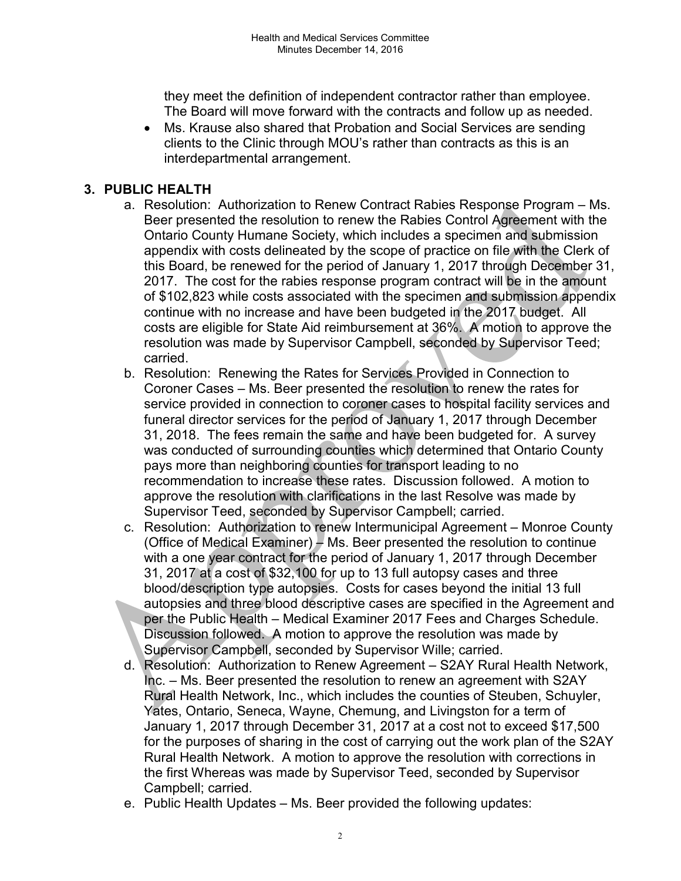they meet the definition of independent contractor rather than employee. The Board will move forward with the contracts and follow up as needed.

- Ms. Krause also shared that Probation and Social Services are sending clients to the Clinic through MOU's rather than contracts as this is an interdepartmental arrangement.

## 3. PUBLIC HEALTH

a. Resolution: Authorization to Renew Contract Rabies Response Program – Ms. Beer presented the resolution to renew the Rabies Control Agreement with the Ontario County Humane Society, which includes a specimen and submission appendix with costs delineated by the scope of practice on file with the Clerk of this Board, be renewed for the period of January 1, 2017 through December 31, 2017. The cost for the rabies response program contract will be in the amount of $102,823 while costs associated with the specimen and submission appendix continue with no increase and have been budgeted in the 2017 budget. All costs are eligible for State Aid reimbursement at 36%. A motion to approve the resolution was made by Supervisor Campbell, seconded by Supervisor Teed; carried.

b. Resolution: Renewing the Rates for Services Provided in Connection to Coroner Cases – Ms. Beer presented the resolution to renew the rates for service provided in connection to coroner cases to hospital facility services and funeral director services for the period of January 1, 2017 through December 31, 2018. The fees remain the same and have been budgeted for. A survey was conducted of surrounding counties which determined that Ontario County pays more than neighboring counties for transport leading to no recommendation to increase these rates. Discussion followed. A motion to approve the resolution with clarifications in the last Resolve was made by Supervisor Teed, seconded by Supervisor Campbell; carried.

c. Resolution: Authorization to renew Intermunicipal Agreement – Monroe County (Office of Medical Examiner) – Ms. Beer presented the resolution to continue with a one year contract for the period of January 1, 2017 through December 31, 2017 at a cost of $32,100 for up to 13 full autopsy cases and three blood/description type autopsies. Costs for cases beyond the initial 13 full autopsies and three blood descriptive cases are specified in the Agreement and per the Public Health – Medical Examiner 2017 Fees and Charges Schedule. Discussion followed. A motion to approve the resolution was made by Supervisor Campbell, seconded by Supervisor Wille; carried.

d. Resolution: Authorization to Renew Agreement – S2AY Rural Health Network, Inc. – Ms. Beer presented the resolution to renew an agreement with S2AY Rural Health Network, Inc., which includes the counties of Steuben, Schuyler, Yates, Ontario, Seneca, Wayne, Chemung, and Livingston for a term of January 1, 2017 through December 31, 2017 at a cost not to exceed $17,500 for the purposes of sharing in the cost of carrying out the work plan of the S2AY Rural Health Network. A motion to approve the resolution with corrections in the first Whereas was made by Supervisor Teed, seconded by Supervisor Campbell; carried.

e. Public Health Updates – Ms. Beer provided the following updates: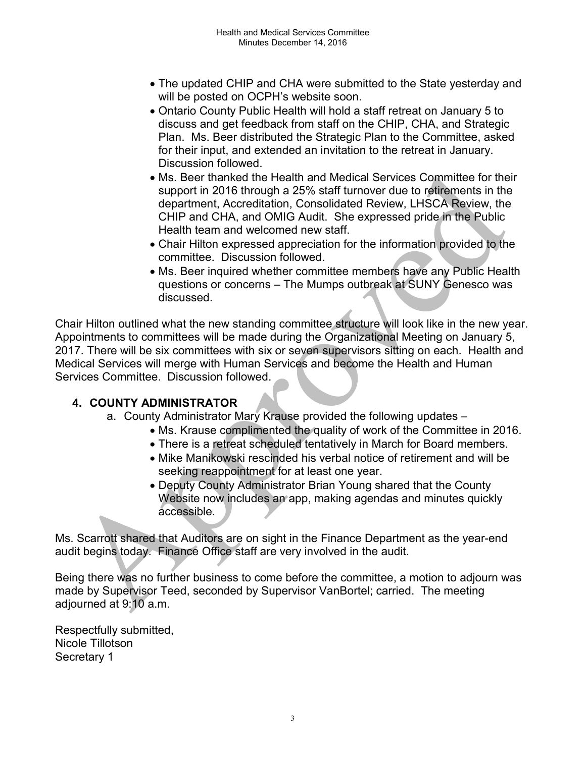- The updated CHIP and CHA were submitted to the State yesterday and will be posted on OCPH's website soon.
- Ontario County Public Health will hold a staff retreat on January 5 to discuss and get feedback from staff on the CHIP, CHA, and Strategic Plan. Ms. Beer distributed the Strategic Plan to the Committee, asked for their input, and extended an invitation to the retreat in January. Discussion followed.
- Ms. Beer thanked the Health and Medical Services Committee for their support in 2016 through a 25% staff turnover due to retirements in the department, Accreditation, Consolidated Review, LHSCA Review, the CHIP and CHA, and OMIG Audit. She expressed pride in the Public Health team and welcomed new staff.
- Chair Hilton expressed appreciation for the information provided to the committee. Discussion followed.
- Ms. Beer inquired whether committee members have any Public Health questions or concerns – The Mumps outbreak at SUNY Genesco was discussed.

Chair Hilton outlined what the new standing committee structure will look like in the new year. Appointments to committees will be made during the Organizational Meeting on January 5, 2017. There will be six committees with six or seven supervisors sitting on each. Health and Medical Services will merge with Human Services and become the Health and Human Services Committee. Discussion followed.

## 4. COUNTY ADMINISTRATOR

a. County Administrator Mary Krause provided the following updates –

- Ms. Krause complimented the quality of work of the Committee in 2016.
- There is a retreat scheduled tentatively in March for Board members.
- Mike Manikowski rescinded his verbal notice of retirement and will be seeking reappointment for at least one year.
- Deputy County Administrator Brian Young shared that the County Website now includes an app, making agendas and minutes quickly accessible.

Ms. Scarrott shared that Auditors are on sight in the Finance Department as the year-end audit begins today. Finance Office staff are very involved in the audit.

Being there was no further business to come before the committee, a motion to adjourn was made by Supervisor Teed, seconded by Supervisor VanBortel; carried. The meeting adjourned at 9:10 a.m.

Respectfully submitted,
Nicole Tillotson
Secretary 1